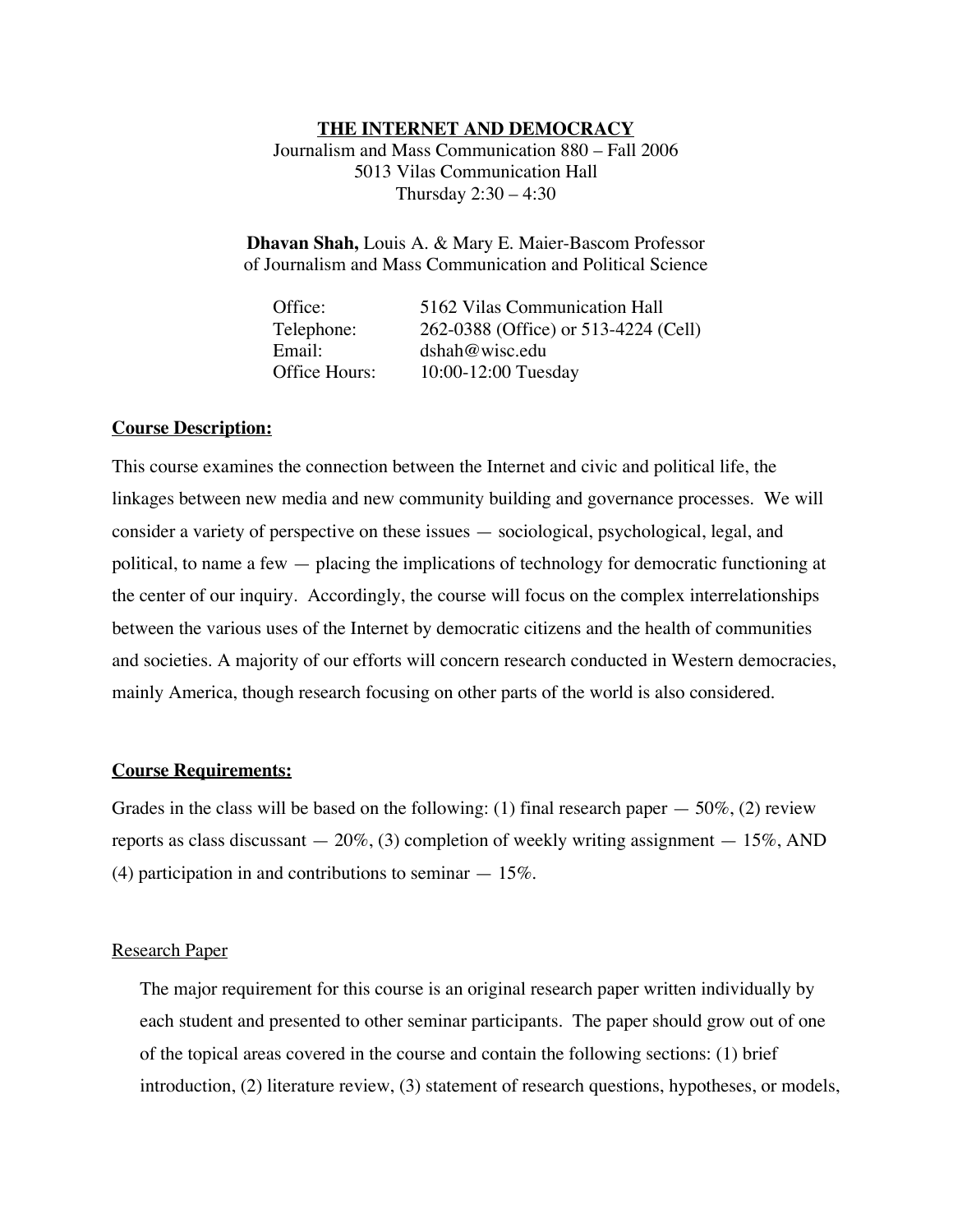# THE INTERNET AND DEMOCRACY

Journalism and Mass Communication 880 – Fall 2006
5013 Vilas Communication Hall
Thursday 2:30 – 4:30

**Dhavan Shah,** Louis A. & Mary E. Maier-Bascom Professor
of Journalism and Mass Communication and Political Science

| | |
|---|---|
| Office: | 5162 Vilas Communication Hall |
| Telephone: | 262-0388 (Office) or 513-4224 (Cell) |
| Email: | dshah@wisc.edu |
| Office Hours: | 10:00-12:00 Tuesday |

## Course Description:

This course examines the connection between the Internet and civic and political life, the linkages between new media and new community building and governance processes. We will consider a variety of perspective on these issues — sociological, psychological, legal, and political, to name a few — placing the implications of technology for democratic functioning at the center of our inquiry. Accordingly, the course will focus on the complex interrelationships between the various uses of the Internet by democratic citizens and the health of communities and societies. A majority of our efforts will concern research conducted in Western democracies, mainly America, though research focusing on other parts of the world is also considered.

## Course Requirements:

Grades in the class will be based on the following: (1) final research paper — 50%, (2) review reports as class discussant — 20%, (3) completion of weekly writing assignment — 15%, AND (4) participation in and contributions to seminar — 15%.

### Research Paper

The major requirement for this course is an original research paper written individually by each student and presented to other seminar participants. The paper should grow out of one of the topical areas covered in the course and contain the following sections: (1) brief introduction, (2) literature review, (3) statement of research questions, hypotheses, or models,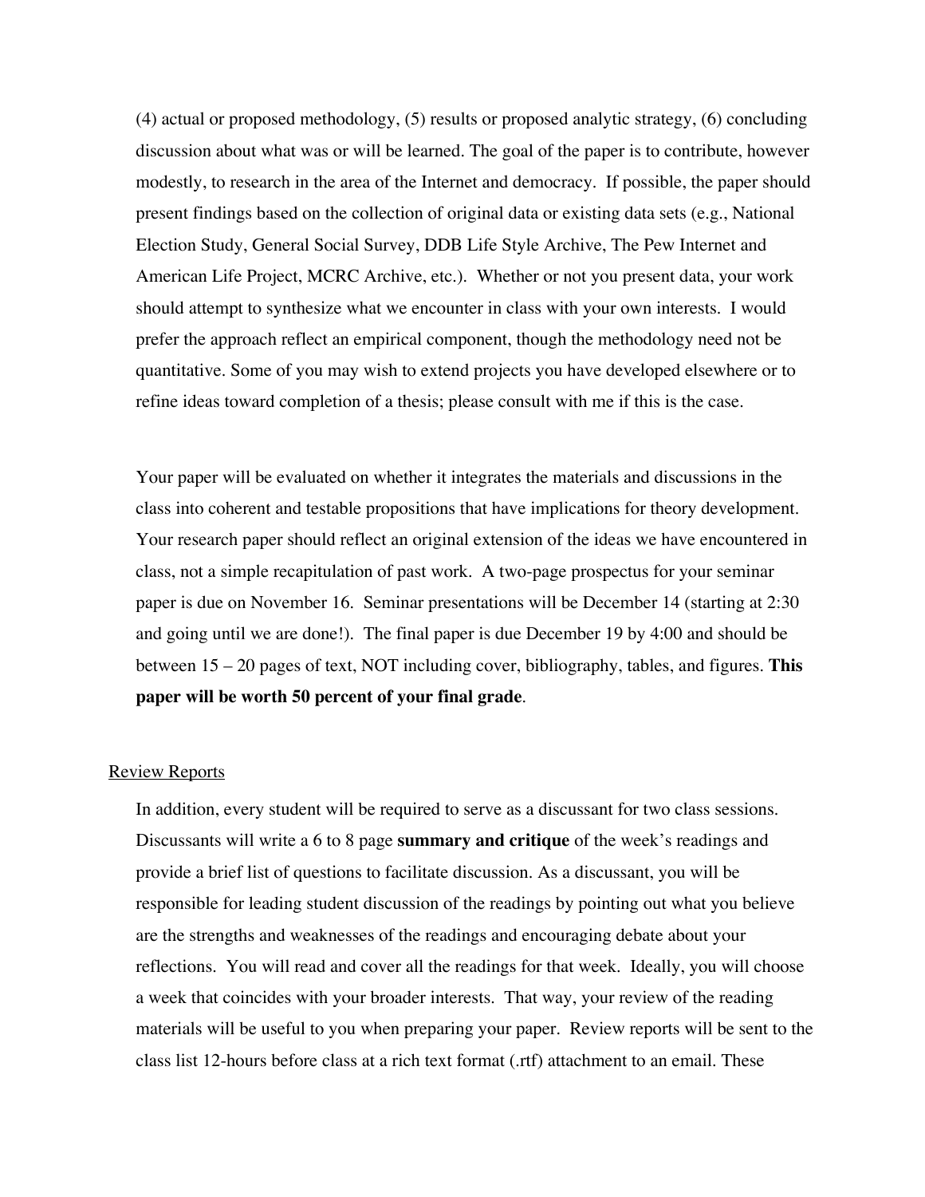(4) actual or proposed methodology, (5) results or proposed analytic strategy, (6) concluding discussion about what was or will be learned. The goal of the paper is to contribute, however modestly, to research in the area of the Internet and democracy. If possible, the paper should present findings based on the collection of original data or existing data sets (e.g., National Election Study, General Social Survey, DDB Life Style Archive, The Pew Internet and American Life Project, MCRC Archive, etc.). Whether or not you present data, your work should attempt to synthesize what we encounter in class with your own interests. I would prefer the approach reflect an empirical component, though the methodology need not be quantitative. Some of you may wish to extend projects you have developed elsewhere or to refine ideas toward completion of a thesis; please consult with me if this is the case.

Your paper will be evaluated on whether it integrates the materials and discussions in the class into coherent and testable propositions that have implications for theory development. Your research paper should reflect an original extension of the ideas we have encountered in class, not a simple recapitulation of past work. A two-page prospectus for your seminar paper is due on November 16. Seminar presentations will be December 14 (starting at 2:30 and going until we are done!). The final paper is due December 19 by 4:00 and should be between 15 – 20 pages of text, NOT including cover, bibliography, tables, and figures. **This paper will be worth 50 percent of your final grade**.

<u>Review Reports</u>

In addition, every student will be required to serve as a discussant for two class sessions. Discussants will write a 6 to 8 page **summary and critique** of the week's readings and provide a brief list of questions to facilitate discussion. As a discussant, you will be responsible for leading student discussion of the readings by pointing out what you believe are the strengths and weaknesses of the readings and encouraging debate about your reflections. You will read and cover all the readings for that week. Ideally, you will choose a week that coincides with your broader interests. That way, your review of the reading materials will be useful to you when preparing your paper. Review reports will be sent to the class list 12-hours before class at a rich text format (.rtf) attachment to an email. These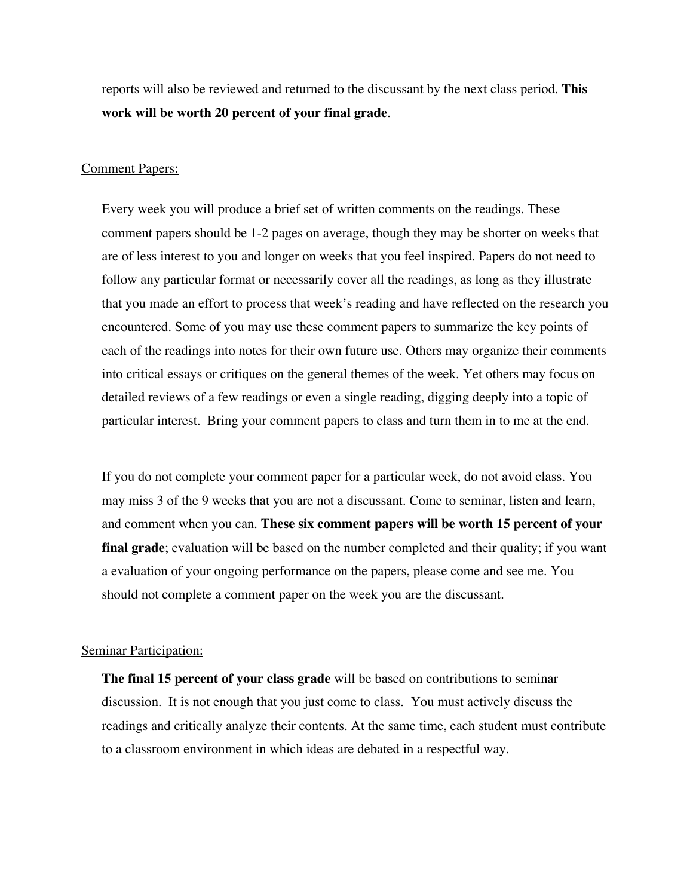reports will also be reviewed and returned to the discussant by the next class period. **This work will be worth 20 percent of your final grade**.

Comment Papers:

Every week you will produce a brief set of written comments on the readings. These comment papers should be 1-2 pages on average, though they may be shorter on weeks that are of less interest to you and longer on weeks that you feel inspired. Papers do not need to follow any particular format or necessarily cover all the readings, as long as they illustrate that you made an effort to process that week's reading and have reflected on the research you encountered. Some of you may use these comment papers to summarize the key points of each of the readings into notes for their own future use. Others may organize their comments into critical essays or critiques on the general themes of the week. Yet others may focus on detailed reviews of a few readings or even a single reading, digging deeply into a topic of particular interest. Bring your comment papers to class and turn them in to me at the end.

If you do not complete your comment paper for a particular week, do not avoid class. You may miss 3 of the 9 weeks that you are not a discussant. Come to seminar, listen and learn, and comment when you can. **These six comment papers will be worth 15 percent of your final grade**; evaluation will be based on the number completed and their quality; if you want a evaluation of your ongoing performance on the papers, please come and see me. You should not complete a comment paper on the week you are the discussant.

Seminar Participation:

**The final 15 percent of your class grade** will be based on contributions to seminar discussion. It is not enough that you just come to class. You must actively discuss the readings and critically analyze their contents. At the same time, each student must contribute to a classroom environment in which ideas are debated in a respectful way.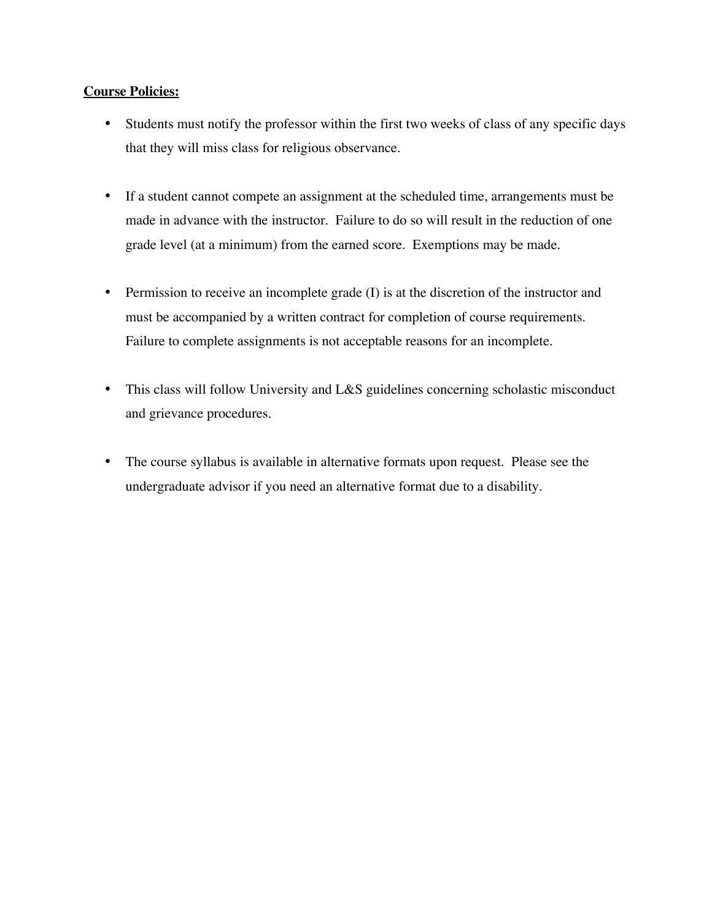**Course Policies:**

- Students must notify the professor within the first two weeks of class of any specific days that they will miss class for religious observance.

- If a student cannot compete an assignment at the scheduled time, arrangements must be made in advance with the instructor. Failure to do so will result in the reduction of one grade level (at a minimum) from the earned score. Exemptions may be made.

- Permission to receive an incomplete grade (I) is at the discretion of the instructor and must be accompanied by a written contract for completion of course requirements. Failure to complete assignments is not acceptable reasons for an incomplete.

- This class will follow University and L&S guidelines concerning scholastic misconduct and grievance procedures.

- The course syllabus is available in alternative formats upon request. Please see the undergraduate advisor if you need an alternative format due to a disability.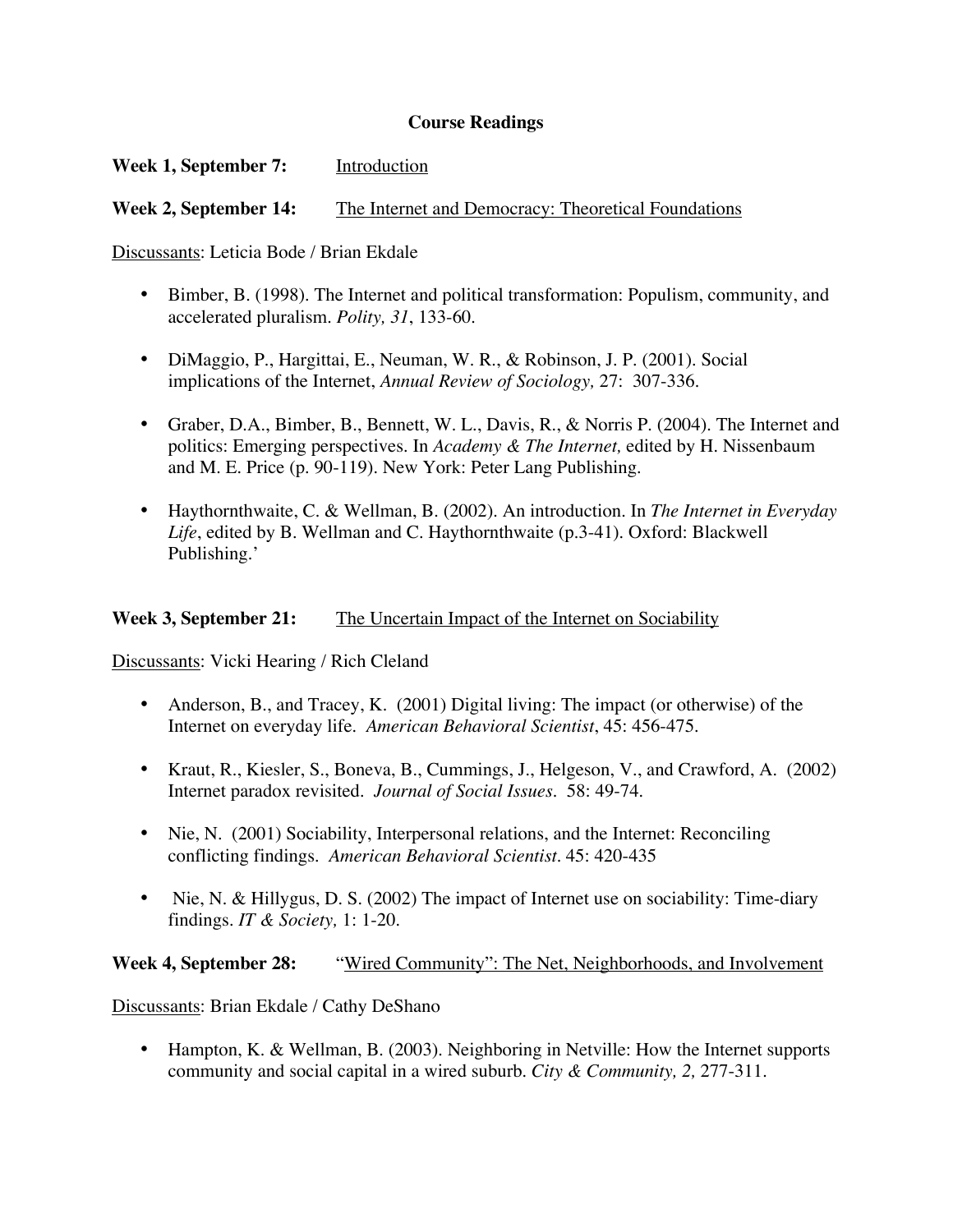## Course Readings

**Week 1, September 7:** Introduction

**Week 2, September 14:** The Internet and Democracy: Theoretical Foundations

Discussants: Leticia Bode / Brian Ekdale

- Bimber, B. (1998). The Internet and political transformation: Populism, community, and accelerated pluralism. *Polity, 31*, 133-60.

- DiMaggio, P., Hargittai, E., Neuman, W. R., & Robinson, J. P. (2001). Social implications of the Internet, *Annual Review of Sociology,* 27: 307-336.

- Graber, D.A., Bimber, B., Bennett, W. L., Davis, R., & Norris P. (2004). The Internet and politics: Emerging perspectives. In *Academy & The Internet,* edited by H. Nissenbaum and M. E. Price (p. 90-119). New York: Peter Lang Publishing.

- Haythornthwaite, C. & Wellman, B. (2002). An introduction. In *The Internet in Everyday Life*, edited by B. Wellman and C. Haythornthwaite (p.3-41). Oxford: Blackwell Publishing.'

**Week 3, September 21:** The Uncertain Impact of the Internet on Sociability

Discussants: Vicki Hearing / Rich Cleland

- Anderson, B., and Tracey, K. (2001) Digital living: The impact (or otherwise) of the Internet on everyday life. *American Behavioral Scientist*, 45: 456-475.

- Kraut, R., Kiesler, S., Boneva, B., Cummings, J., Helgeson, V., and Crawford, A. (2002) Internet paradox revisited. *Journal of Social Issues*. 58: 49-74.

- Nie, N. (2001) Sociability, Interpersonal relations, and the Internet: Reconciling conflicting findings. *American Behavioral Scientist*. 45: 420-435

- Nie, N. & Hillygus, D. S. (2002) The impact of Internet use on sociability: Time-diary findings. *IT & Society,* 1: 1-20.

**Week 4, September 28:** "Wired Community": The Net, Neighborhoods, and Involvement

Discussants: Brian Ekdale / Cathy DeShano

- Hampton, K. & Wellman, B. (2003). Neighboring in Netville: How the Internet supports community and social capital in a wired suburb. *City & Community, 2,* 277-311.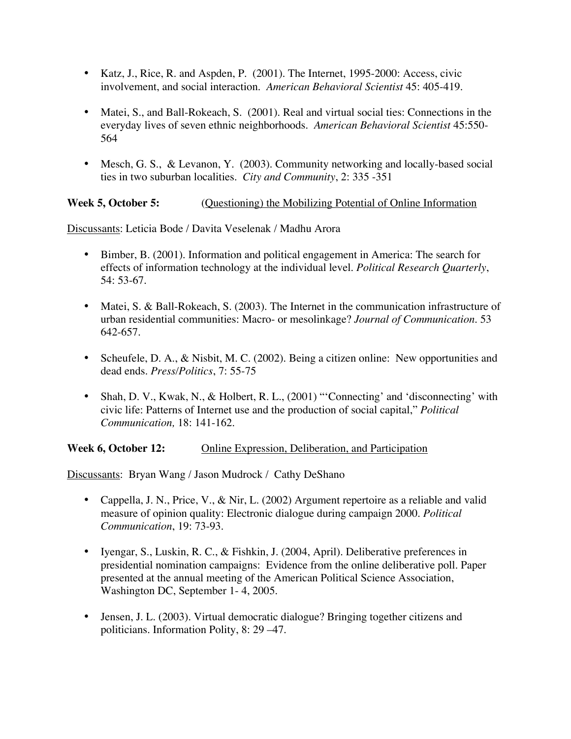- Katz, J., Rice, R. and Aspden, P. (2001). The Internet, 1995-2000: Access, civic involvement, and social interaction. *American Behavioral Scientist* 45: 405-419.

- Matei, S., and Ball-Rokeach, S. (2001). Real and virtual social ties: Connections in the everyday lives of seven ethnic neighborhoods. *American Behavioral Scientist* 45:550-564

- Mesch, G. S., & Levanon, Y. (2003). Community networking and locally-based social ties in two suburban localities. *City and Community*, 2: 335 -351

**Week 5, October 5:** (Questioning) the Mobilizing Potential of Online Information

Discussants: Leticia Bode / Davita Veselenak / Madhu Arora

- Bimber, B. (2001). Information and political engagement in America: The search for effects of information technology at the individual level. *Political Research Quarterly*, 54: 53-67.

- Matei, S. & Ball-Rokeach, S. (2003). The Internet in the communication infrastructure of urban residential communities: Macro- or mesolinkage? *Journal of Communication*. 53 642-657.

- Scheufele, D. A., & Nisbit, M. C. (2002). Being a citizen online: New opportunities and dead ends. *Press/Politics*, 7: 55-75

- Shah, D. V., Kwak, N., & Holbert, R. L., (2001) "'Connecting' and 'disconnecting' with civic life: Patterns of Internet use and the production of social capital," *Political Communication,* 18: 141-162.

**Week 6, October 12:** Online Expression, Deliberation, and Participation

Discussants: Bryan Wang / Jason Mudrock / Cathy DeShano

- Cappella, J. N., Price, V., & Nir, L. (2002) Argument repertoire as a reliable and valid measure of opinion quality: Electronic dialogue during campaign 2000. *Political Communication*, 19: 73-93.

- Iyengar, S., Luskin, R. C., & Fishkin, J. (2004, April). Deliberative preferences in presidential nomination campaigns: Evidence from the online deliberative poll. Paper presented at the annual meeting of the American Political Science Association, Washington DC, September 1- 4, 2005.

- Jensen, J. L. (2003). Virtual democratic dialogue? Bringing together citizens and politicians. Information Polity, 8: 29 –47.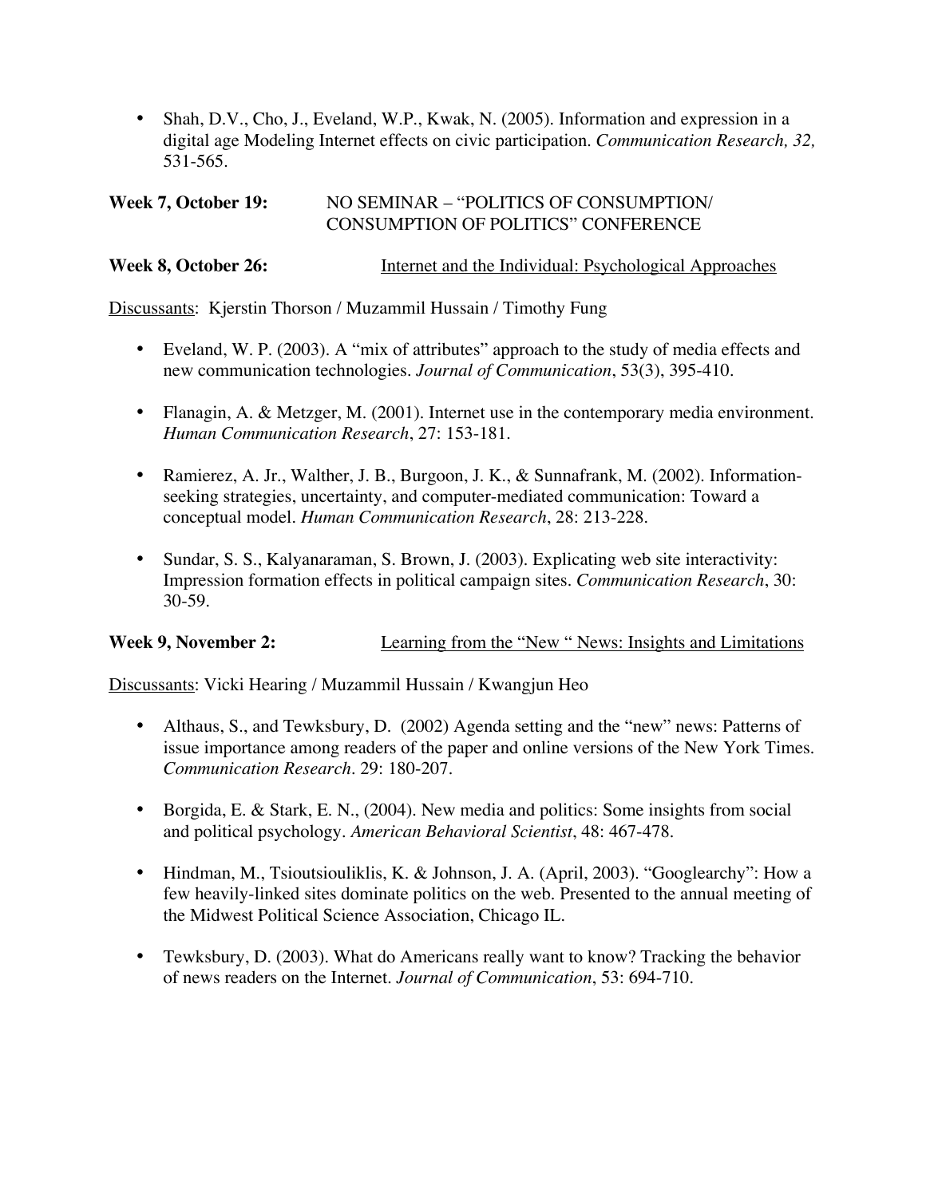- Shah, D.V., Cho, J., Eveland, W.P., Kwak, N. (2005). Information and expression in a digital age Modeling Internet effects on civic participation. *Communication Research, 32,* 531-565.

**Week 7, October 19:** NO SEMINAR – "POLITICS OF CONSUMPTION/ CONSUMPTION OF POLITICS" CONFERENCE

**Week 8, October 26:** Internet and the Individual: Psychological Approaches

Discussants: Kjerstin Thorson / Muzammil Hussain / Timothy Fung

- Eveland, W. P. (2003). A "mix of attributes" approach to the study of media effects and new communication technologies. *Journal of Communication*, 53(3), 395-410.
- Flanagin, A. & Metzger, M. (2001). Internet use in the contemporary media environment. *Human Communication Research*, 27: 153-181.
- Ramierez, A. Jr., Walther, J. B., Burgoon, J. K., & Sunnafrank, M. (2002). Information-seeking strategies, uncertainty, and computer-mediated communication: Toward a conceptual model. *Human Communication Research*, 28: 213-228.
- Sundar, S. S., Kalyanaraman, S. Brown, J. (2003). Explicating web site interactivity: Impression formation effects in political campaign sites. *Communication Research*, 30: 30-59.

**Week 9, November 2:** Learning from the "New " News: Insights and Limitations

Discussants: Vicki Hearing / Muzammil Hussain / Kwangjun Heo

- Althaus, S., and Tewksbury, D. (2002) Agenda setting and the "new" news: Patterns of issue importance among readers of the paper and online versions of the New York Times. *Communication Research*. 29: 180-207.
- Borgida, E. & Stark, E. N., (2004). New media and politics: Some insights from social and political psychology. *American Behavioral Scientist*, 48: 467-478.
- Hindman, M., Tsioutsiouliklis, K. & Johnson, J. A. (April, 2003). "Googlearchy": How a few heavily-linked sites dominate politics on the web. Presented to the annual meeting of the Midwest Political Science Association, Chicago IL.
- Tewksbury, D. (2003). What do Americans really want to know? Tracking the behavior of news readers on the Internet. *Journal of Communication*, 53: 694-710.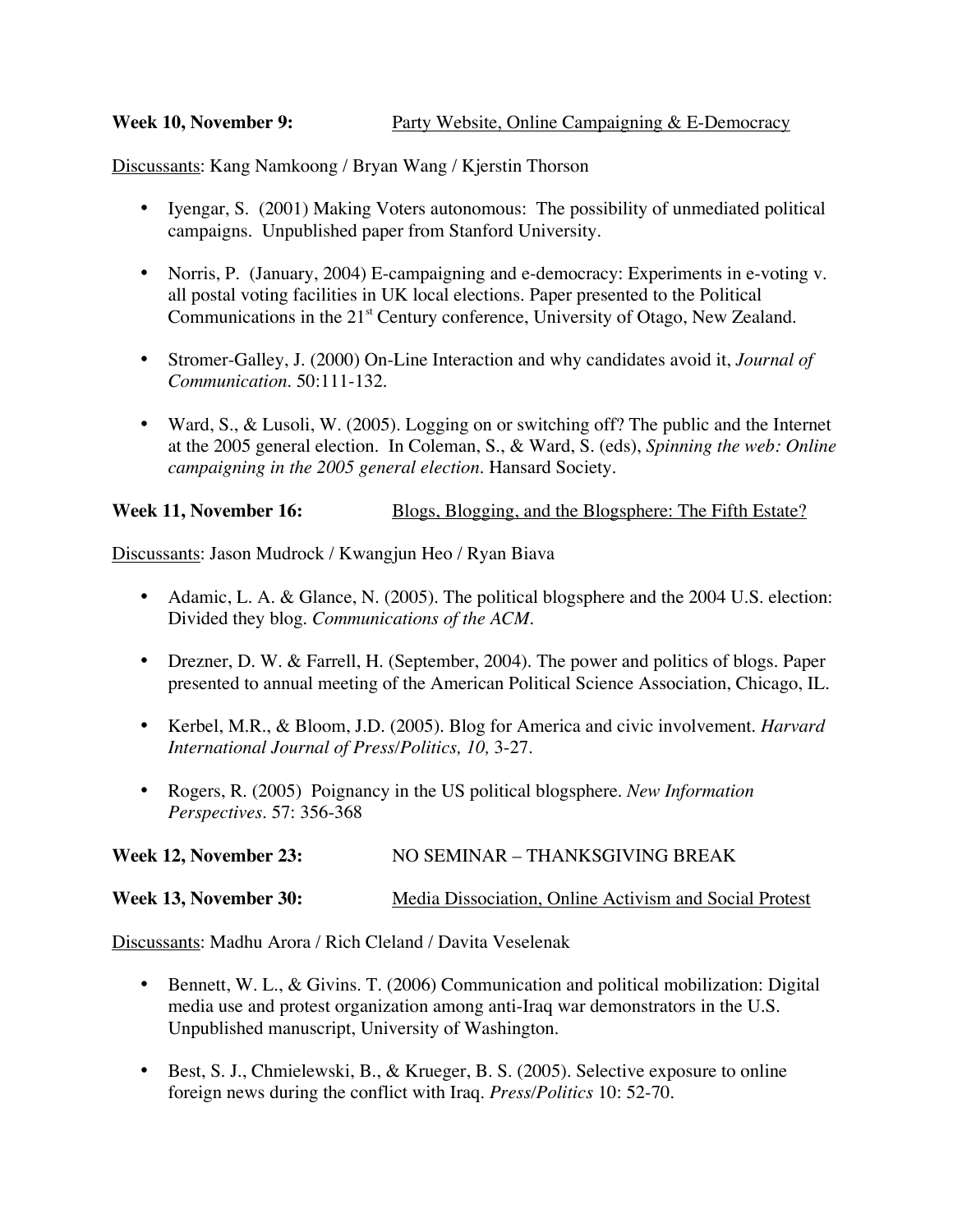**Week 10, November 9:** Party Website, Online Campaigning & E-Democracy

Discussants: Kang Namkoong / Bryan Wang / Kjerstin Thorson

- Iyengar, S. (2001) Making Voters autonomous: The possibility of unmediated political campaigns. Unpublished paper from Stanford University.
- Norris, P. (January, 2004) E-campaigning and e-democracy: Experiments in e-voting v. all postal voting facilities in UK local elections. Paper presented to the Political Communications in the 21st Century conference, University of Otago, New Zealand.
- Stromer-Galley, J. (2000) On-Line Interaction and why candidates avoid it, *Journal of Communication*. 50:111-132.
- Ward, S., & Lusoli, W. (2005). Logging on or switching off? The public and the Internet at the 2005 general election. In Coleman, S., & Ward, S. (eds), *Spinning the web: Online campaigning in the 2005 general election*. Hansard Society.

**Week 11, November 16:** Blogs, Blogging, and the Blogsphere: The Fifth Estate?

Discussants: Jason Mudrock / Kwangjun Heo / Ryan Biava

- Adamic, L. A. & Glance, N. (2005). The political blogsphere and the 2004 U.S. election: Divided they blog. *Communications of the ACM*.
- Drezner, D. W. & Farrell, H. (September, 2004). The power and politics of blogs. Paper presented to annual meeting of the American Political Science Association, Chicago, IL.
- Kerbel, M.R., & Bloom, J.D. (2005). Blog for America and civic involvement. *Harvard International Journal of Press/Politics, 10,* 3-27.
- Rogers, R. (2005) Poignancy in the US political blogsphere. *New Information Perspectives*. 57: 356-368

**Week 12, November 23:** NO SEMINAR – THANKSGIVING BREAK

**Week 13, November 30:** Media Dissociation, Online Activism and Social Protest

Discussants: Madhu Arora / Rich Cleland / Davita Veselenak

- Bennett, W. L., & Givins. T. (2006) Communication and political mobilization: Digital media use and protest organization among anti-Iraq war demonstrators in the U.S. Unpublished manuscript, University of Washington.
- Best, S. J., Chmielewski, B., & Krueger, B. S. (2005). Selective exposure to online foreign news during the conflict with Iraq. *Press/Politics* 10: 52-70.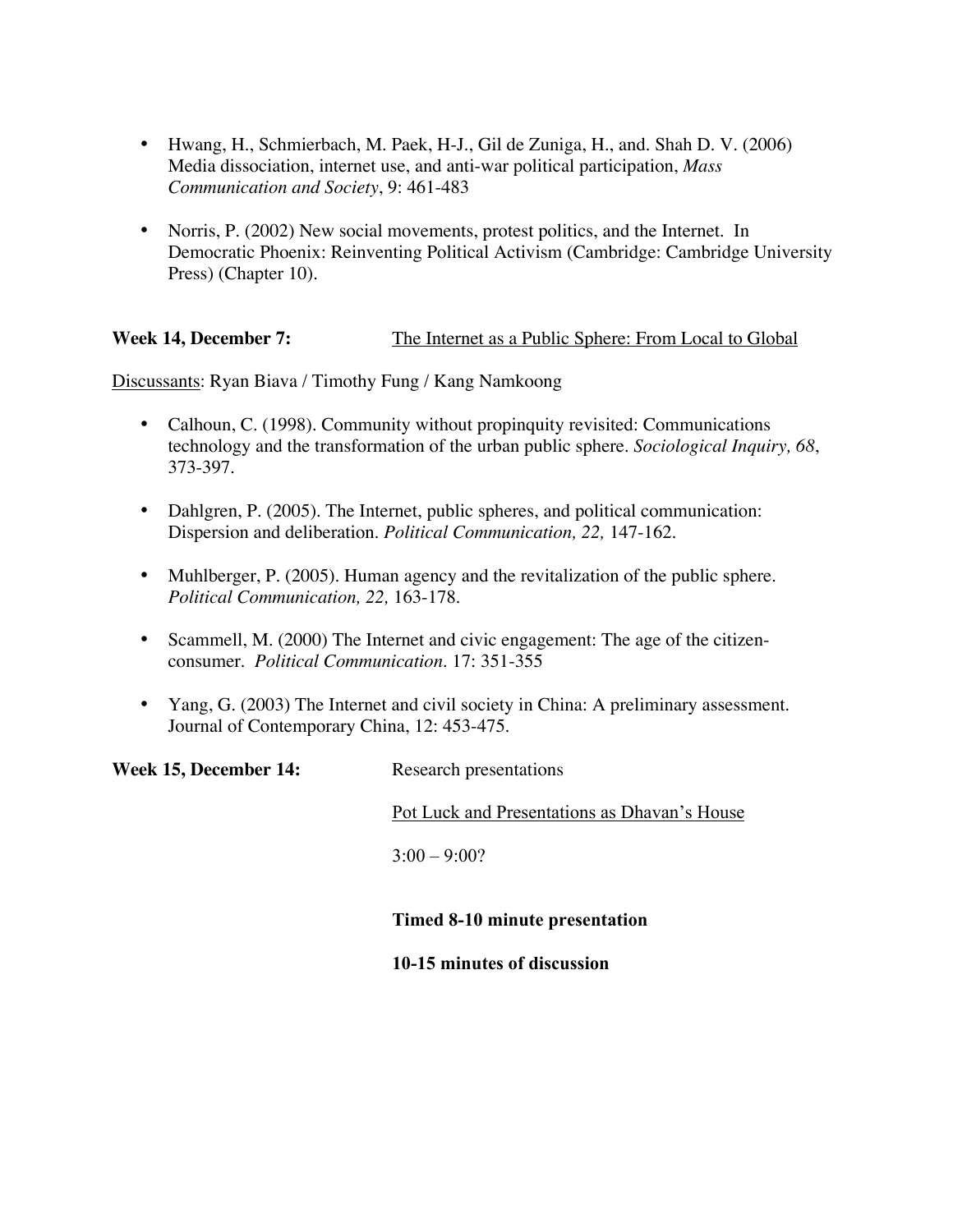- Hwang, H., Schmierbach, M. Paek, H-J., Gil de Zuniga, H., and. Shah D. V. (2006) Media dissociation, internet use, and anti-war political participation, *Mass Communication and Society*, 9: 461-483

- Norris, P. (2002) New social movements, protest politics, and the Internet. In Democratic Phoenix: Reinventing Political Activism (Cambridge: Cambridge University Press) (Chapter 10).

**Week 14, December 7:** <u>The Internet as a Public Sphere: From Local to Global</u>

<u>Discussants</u>: Ryan Biava / Timothy Fung / Kang Namkoong

- Calhoun, C. (1998). Community without propinquity revisited: Communications technology and the transformation of the urban public sphere. *Sociological Inquiry, 68*, 373-397.

- Dahlgren, P. (2005). The Internet, public spheres, and political communication: Dispersion and deliberation. *Political Communication, 22,* 147-162.

- Muhlberger, P. (2005). Human agency and the revitalization of the public sphere. *Political Communication, 22,* 163-178.

- Scammell, M. (2000) The Internet and civic engagement: The age of the citizen-consumer. *Political Communication*. 17: 351-355

- Yang, G. (2003) The Internet and civil society in China: A preliminary assessment. Journal of Contemporary China, 12: 453-475.

**Week 15, December 14:** Research presentations

<u>Pot Luck and Presentations as Dhavan's House</u>

3:00 – 9:00?

**Timed 8-10 minute presentation**

**10-15 minutes of discussion**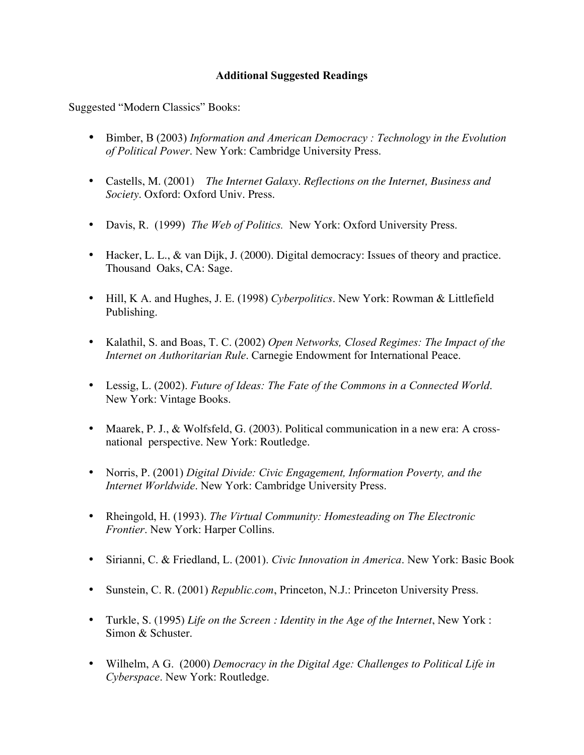**Additional Suggested Readings**

Suggested "Modern Classics" Books:

- Bimber, B (2003) *Information and American Democracy : Technology in the Evolution of Political Power*. New York: Cambridge University Press.
- Castells, M. (2001) *The Internet Galaxy*. *Reflections on the Internet, Business and Society*. Oxford: Oxford Univ. Press.
- Davis, R. (1999) *The Web of Politics.* New York: Oxford University Press.
- Hacker, L. L., & van Dijk, J. (2000). Digital democracy: Issues of theory and practice. Thousand Oaks, CA: Sage.
- Hill, K A. and Hughes, J. E. (1998) *Cyberpolitics*. New York: Rowman & Littlefield Publishing.
- Kalathil, S. and Boas, T. C. (2002) *Open Networks, Closed Regimes: The Impact of the Internet on Authoritarian Rule*. Carnegie Endowment for International Peace.
- Lessig, L. (2002). *Future of Ideas: The Fate of the Commons in a Connected World*. New York: Vintage Books.
- Maarek, P. J., & Wolfsfeld, G. (2003). Political communication in a new era: A cross-national perspective. New York: Routledge.
- Norris, P. (2001) *Digital Divide: Civic Engagement, Information Poverty, and the Internet Worldwide*. New York: Cambridge University Press.
- Rheingold, H. (1993). *The Virtual Community: Homesteading on The Electronic Frontier*. New York: Harper Collins.
- Sirianni, C. & Friedland, L. (2001). *Civic Innovation in America*. New York: Basic Book
- Sunstein, C. R. (2001) *Republic.com*, Princeton, N.J.: Princeton University Press.
- Turkle, S. (1995) *Life on the Screen : Identity in the Age of the Internet*, New York : Simon & Schuster.
- Wilhelm, A G. (2000) *Democracy in the Digital Age: Challenges to Political Life in Cyberspace*. New York: Routledge.